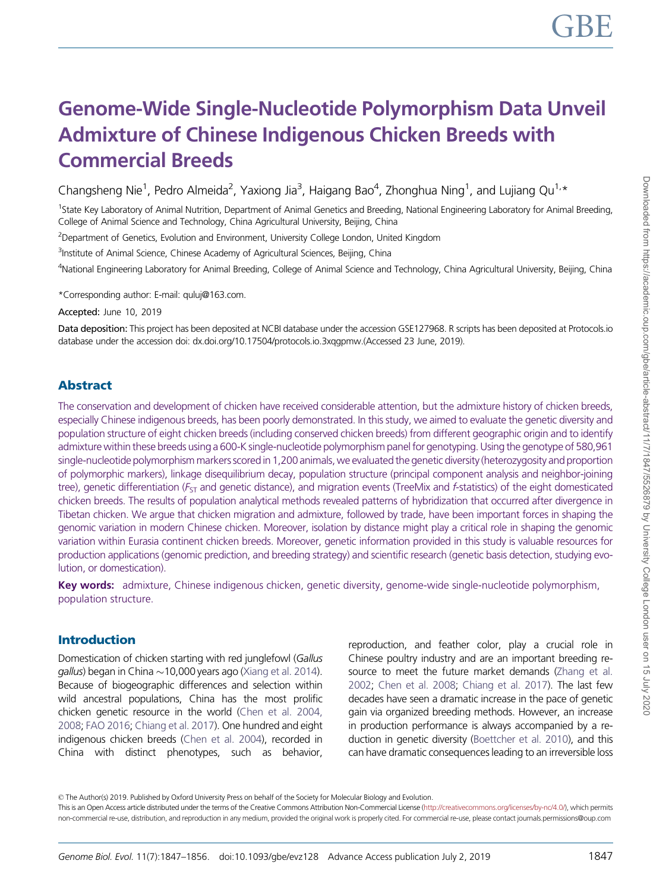# Genome-Wide Single-Nucleotide Polymorphism Data Unveil Admixture of Chinese Indigenous Chicken Breeds with Commercial Breeds

Changsheng Nie[1], Pedro Almeida[2], Yaxiong Jia[3], Haigang Bao[4], Zhonghua Ning[1], and Lujiang Qu[1,*]

[1]State Key Laboratory of Animal Nutrition, Department of Animal Genetics and Breeding, National Engineering Laboratory for Animal Breeding, College of Animal Science and Technology, China Agricultural University, Beijing, China

[2]Department of Genetics, Evolution and Environment, University College London, United Kingdom

[3]Institute of Animal Science, Chinese Academy of Agricultural Sciences, Beijing, China

[4]National Engineering Laboratory for Animal Breeding, College of Animal Science and Technology, China Agricultural University, Beijing, China

*Corresponding author: E-mail: quluj@163.com.

**Accepted:** June 10, 2019

**Data deposition:** This project has been deposited at NCBI database under the accession GSE127968. R scripts has been deposited at Protocols.io database under the accession doi: dx.doi.org/10.17504/protocols.io.3xqgpmw.(Accessed 23 June, 2019).

## Abstract

The conservation and development of chicken have received considerable attention, but the admixture history of chicken breeds, especially Chinese indigenous breeds, has been poorly demonstrated. In this study, we aimed to evaluate the genetic diversity and population structure of eight chicken breeds (including conserved chicken breeds) from different geographic origin and to identify admixture within these breeds using a 600-K single-nucleotide polymorphism panel for genotyping. Using the genotype of 580,961 single-nucleotide polymorphism markers scored in 1,200 animals, we evaluated the genetic diversity (heterozygosity and proportion of polymorphic markers), linkage disequilibrium decay, population structure (principal component analysis and neighbor-joining tree), genetic differentiation ($F_{ST}$ and genetic distance), and migration events (TreeMix and *f*-statistics) of the eight domesticated chicken breeds. The results of population analytical methods revealed patterns of hybridization that occurred after divergence in Tibetan chicken. We argue that chicken migration and admixture, followed by trade, have been important forces in shaping the genomic variation in modern Chinese chicken. Moreover, isolation by distance might play a critical role in shaping the genomic variation within Eurasia continent chicken breeds. Moreover, genetic information provided in this study is valuable resources for production applications (genomic prediction, and breeding strategy) and scientific research (genetic basis detection, studying evolution, or domestication).

**Key words:** admixture, Chinese indigenous chicken, genetic diversity, genome-wide single-nucleotide polymorphism, population structure.

## Introduction

Domestication of chicken starting with red junglefowl (*Gallus gallus*) began in China ~10,000 years ago (Xiang et al. 2014). Because of biogeographic differences and selection within wild ancestral populations, China has the most prolific chicken genetic resource in the world (Chen et al. 2004, 2008; FAO 2016; Chiang et al. 2017). One hundred and eight indigenous chicken breeds (Chen et al. 2004), recorded in China with distinct phenotypes, such as behavior, reproduction, and feather color, play a crucial role in Chinese poultry industry and are an important breeding resource to meet the future market demands (Zhang et al. 2002; Chen et al. 2008; Chiang et al. 2017). The last few decades have seen a dramatic increase in the pace of genetic gain via organized breeding methods. However, an increase in production performance is always accompanied by a reduction in genetic diversity (Boettcher et al. 2010), and this can have dramatic consequences leading to an irreversible loss

© The Author(s) 2019. Published by Oxford University Press on behalf of the Society for Molecular Biology and Evolution.
This is an Open Access article distributed under the terms of the Creative Commons Attribution Non-Commercial License (http://creativecommons.org/licenses/by-nc/4.0/), which permits non-commercial re-use, distribution, and reproduction in any medium, provided the original work is properly cited. For commercial re-use, please contact journals.permissions@oup.com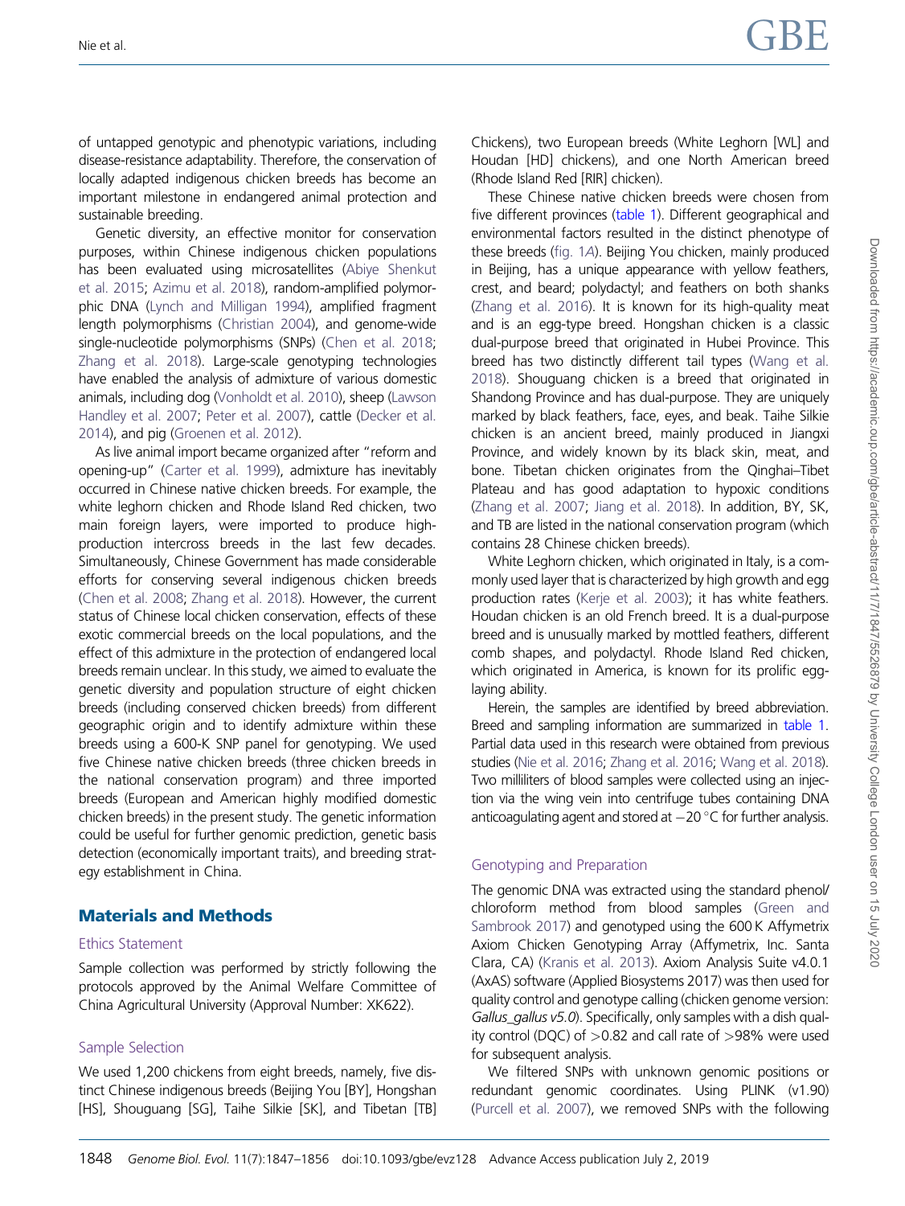of untapped genotypic and phenotypic variations, including disease-resistance adaptability. Therefore, the conservation of locally adapted indigenous chicken breeds has become an important milestone in endangered animal protection and sustainable breeding.

Genetic diversity, an effective monitor for conservation purposes, within Chinese indigenous chicken populations has been evaluated using microsatellites (Abiye Shenkut et al. 2015; Azimu et al. 2018), random-amplified polymorphic DNA (Lynch and Milligan 1994), amplified fragment length polymorphisms (Christian 2004), and genome-wide single-nucleotide polymorphisms (SNPs) (Chen et al. 2018; Zhang et al. 2018). Large-scale genotyping technologies have enabled the analysis of admixture of various domestic animals, including dog (Vonholdt et al. 2010), sheep (Lawson Handley et al. 2007; Peter et al. 2007), cattle (Decker et al. 2014), and pig (Groenen et al. 2012).

As live animal import became organized after "reform and opening-up" (Carter et al. 1999), admixture has inevitably occurred in Chinese native chicken breeds. For example, the white leghorn chicken and Rhode Island Red chicken, two main foreign layers, were imported to produce high-production intercross breeds in the last few decades. Simultaneously, Chinese Government has made considerable efforts for conserving several indigenous chicken breeds (Chen et al. 2008; Zhang et al. 2018). However, the current status of Chinese local chicken conservation, effects of these exotic commercial breeds on the local populations, and the effect of this admixture in the protection of endangered local breeds remain unclear. In this study, we aimed to evaluate the genetic diversity and population structure of eight chicken breeds (including conserved chicken breeds) from different geographic origin and to identify admixture within these breeds using a 600-K SNP panel for genotyping. We used five Chinese native chicken breeds (three chicken breeds in the national conservation program) and three imported breeds (European and American highly modified domestic chicken breeds) in the present study. The genetic information could be useful for further genomic prediction, genetic basis detection (economically important traits), and breeding strategy establishment in China.

## Materials and Methods

### Ethics Statement

Sample collection was performed by strictly following the protocols approved by the Animal Welfare Committee of China Agricultural University (Approval Number: XK622).

### Sample Selection

We used 1,200 chickens from eight breeds, namely, five distinct Chinese indigenous breeds (Beijing You [BY], Hongshan [HS], Shouguang [SG], Taihe Silkie [SK], and Tibetan [TB] Chickens), two European breeds (White Leghorn [WL] and Houdan [HD] chickens), and one North American breed (Rhode Island Red [RIR] chicken).

These Chinese native chicken breeds were chosen from five different provinces (table 1). Different geographical and environmental factors resulted in the distinct phenotype of these breeds (fig. 1*A*). Beijing You chicken, mainly produced in Beijing, has a unique appearance with yellow feathers, crest, and beard; polydactyl; and feathers on both shanks (Zhang et al. 2016). It is known for its high-quality meat and is an egg-type breed. Hongshan chicken is a classic dual-purpose breed that originated in Hubei Province. This breed has two distinctly different tail types (Wang et al. 2018). Shouguang chicken is a breed that originated in Shandong Province and has dual-purpose. They are uniquely marked by black feathers, face, eyes, and beak. Taihe Silkie chicken is an ancient breed, mainly produced in Jiangxi Province, and widely known by its black skin, meat, and bone. Tibetan chicken originates from the Qinghai–Tibet Plateau and has good adaptation to hypoxic conditions (Zhang et al. 2007; Jiang et al. 2018). In addition, BY, SK, and TB are listed in the national conservation program (which contains 28 Chinese chicken breeds).

White Leghorn chicken, which originated in Italy, is a commonly used layer that is characterized by high growth and egg production rates (Kerje et al. 2003); it has white feathers. Houdan chicken is an old French breed. It is a dual-purpose breed and is unusually marked by mottled feathers, different comb shapes, and polydactyl. Rhode Island Red chicken, which originated in America, is known for its prolific egg-laying ability.

Herein, the samples are identified by breed abbreviation. Breed and sampling information are summarized in table 1. Partial data used in this research were obtained from previous studies (Nie et al. 2016; Zhang et al. 2016; Wang et al. 2018). Two milliliters of blood samples were collected using an injection via the wing vein into centrifuge tubes containing DNA anticoagulating agent and stored at −20 °C for further analysis.

### Genotyping and Preparation

The genomic DNA was extracted using the standard phenol/chloroform method from blood samples (Green and Sambrook 2017) and genotyped using the 600 K Affymetrix Axiom Chicken Genotyping Array (Affymetrix, Inc. Santa Clara, CA) (Kranis et al. 2013). Axiom Analysis Suite v4.0.1 (AxAS) software (Applied Biosystems 2017) was then used for quality control and genotype calling (chicken genome version: *Gallus_gallus v5.0*). Specifically, only samples with a dish quality control (DQC) of >0.82 and call rate of >98% were used for subsequent analysis.

We filtered SNPs with unknown genomic positions or redundant genomic coordinates. Using PLINK (v1.90) (Purcell et al. 2007), we removed SNPs with the following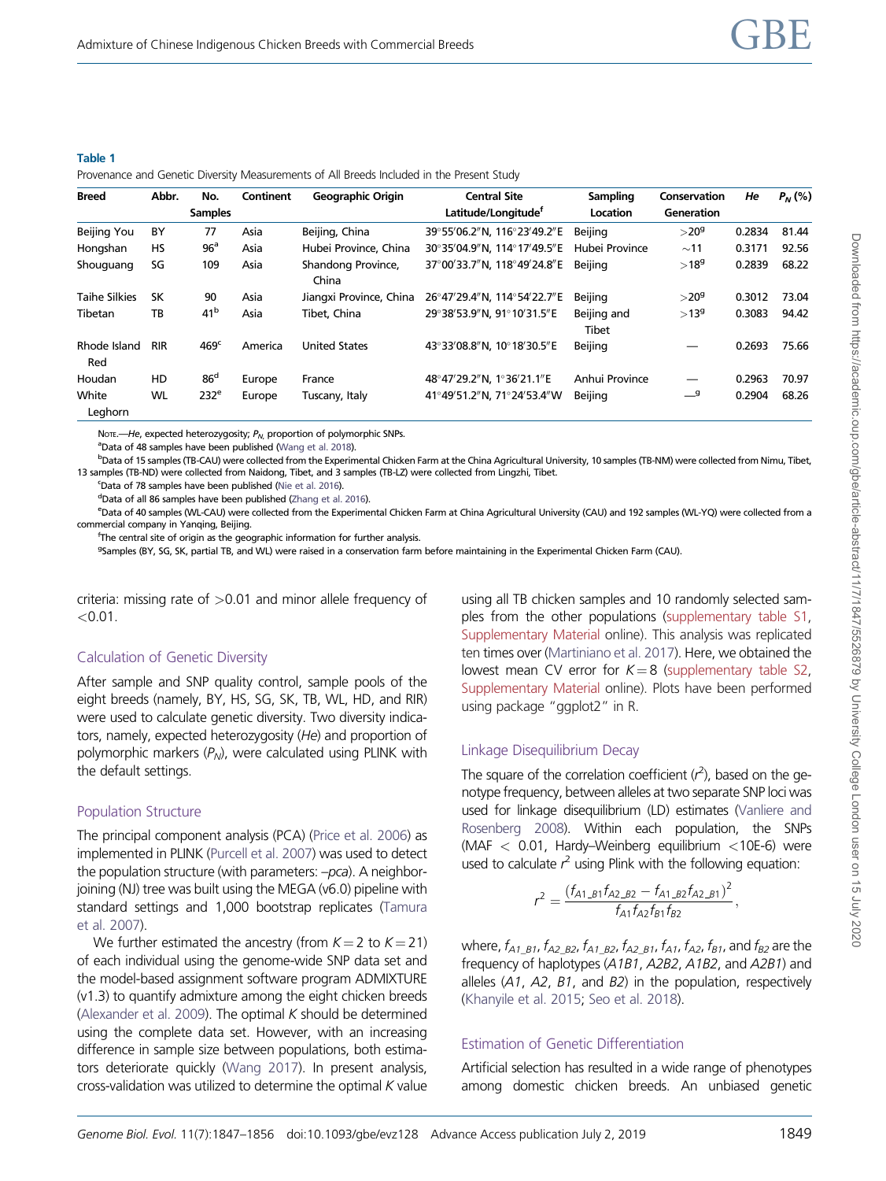**Table 1**

Provenance and Genetic Diversity Measurements of All Breeds Included in the Present Study

| Breed | Abbr. | No. Samples | Continent | Geographic Origin | Central Site Latitude/Longitude[f] | Sampling Location | Conservation Generation | *He* | $P_N$ (%) |
|---|---|---|---|---|---|---|---|---|---|
| Beijing You | BY | 77 | Asia | Beijing, China | 39°55′06.2″N, 116°23′49.2″E | Beijing | >20[g] | 0.2834 | 81.44 |
| Hongshan | HS | 96[a] | Asia | Hubei Province, China | 30°35′04.9″N, 114°17′49.5″E | Hubei Province | ~11 | 0.3171 | 92.56 |
| Shouguang | SG | 109 | Asia | Shandong Province, China | 37°00′33.7″N, 118°49′24.8″E | Beijing | >18[g] | 0.2839 | 68.22 |
| Taihe Silkies | SK | 90 | Asia | Jiangxi Province, China | 26°47′29.4″N, 114°54′22.7″E | Beijing | >20[g] | 0.3012 | 73.04 |
| Tibetan | TB | 41[b] | Asia | Tibet, China | 29°38′53.9″N, 91°10′31.5″E | Beijing and Tibet | >13[g] | 0.3083 | 94.42 |
| Rhode Island Red | RIR | 469[c] | America | United States | 43°33′08.8″N, 10°18′30.5″E | Beijing | — | 0.2693 | 75.66 |
| Houdan | HD | 86[d] | Europe | France | 48°47′29.2″N, 1°36′21.1″E | Anhui Province | — | 0.2963 | 70.97 |
| White Leghorn | WL | 232[e] | Europe | Tuscany, Italy | 41°49′51.2″N, 71°24′53.4″W | Beijing | —[g] | 0.2904 | 68.26 |

Note.—*He*, expected heterozygosity; $P_N$, proportion of polymorphic SNPs.

[a]Data of 48 samples have been published (Wang et al. 2018).

[b]Data of 15 samples (TB-CAU) were collected from the Experimental Chicken Farm at the China Agricultural University, 10 samples (TB-NM) were collected from Nimu, Tibet, 13 samples (TB-ND) were collected from Naidong, Tibet, and 3 samples (TB-LZ) were collected from Lingzhi, Tibet.

[c]Data of 78 samples have been published (Nie et al. 2016).

[d]Data of all 86 samples have been published (Zhang et al. 2016).

[e]Data of 40 samples (WL-CAU) were collected from the Experimental Chicken Farm at China Agricultural University (CAU) and 192 samples (WL-YQ) were collected from a commercial company in Yanqing, Beijing.

[f]The central site of origin as the geographic information for further analysis.

[g]Samples (BY, SG, SK, partial TB, and WL) were raised in a conservation farm before maintaining in the Experimental Chicken Farm (CAU).

criteria: missing rate of >0.01 and minor allele frequency of <0.01.

### Calculation of Genetic Diversity

After sample and SNP quality control, sample pools of the eight breeds (namely, BY, HS, SG, SK, TB, WL, HD, and RIR) were used to calculate genetic diversity. Two diversity indicators, namely, expected heterozygosity (*He*) and proportion of polymorphic markers ($P_N$), were calculated using PLINK with the default settings.

### Population Structure

The principal component analysis (PCA) (Price et al. 2006) as implemented in PLINK (Purcell et al. 2007) was used to detect the population structure (with parameters: –*pca*). A neighbor-joining (NJ) tree was built using the MEGA (v6.0) pipeline with standard settings and 1,000 bootstrap replicates (Tamura et al. 2007).

We further estimated the ancestry (from $K=2$ to $K=21$) of each individual using the genome-wide SNP data set and the model-based assignment software program ADMIXTURE (v1.3) to quantify admixture among the eight chicken breeds (Alexander et al. 2009). The optimal *K* should be determined using the complete data set. However, with an increasing difference in sample size between populations, both estimators deteriorate quickly (Wang 2017). In present analysis, cross-validation was utilized to determine the optimal *K* value using all TB chicken samples and 10 randomly selected samples from the other populations (supplementary table S1, Supplementary Material online). This analysis was replicated ten times over (Martiniano et al. 2017). Here, we obtained the lowest mean CV error for $K=8$ (supplementary table S2, Supplementary Material online). Plots have been performed using package "ggplot2" in R.

### Linkage Disequilibrium Decay

The square of the correlation coefficient ($r^2$), based on the genotype frequency, between alleles at two separate SNP loci was used for linkage disequilibrium (LD) estimates (Vanliere and Rosenberg 2008). Within each population, the SNPs (MAF < 0.01, Hardy–Weinberg equilibrium <10E-6) were used to calculate $r^2$ using Plink with the following equation:

$$r^2 = \frac{(f_{A1\_B1}f_{A2\_B2} - f_{A1\_B2}f_{A2\_B1})^2}{f_{A1}f_{A2}f_{B1}f_{B2}},$$

where, $f_{A1\_B1}$, $f_{A2\_B2}$, $f_{A1\_B2}$, $f_{A2\_B1}$, $f_{A1}$, $f_{A2}$, $f_{B1}$, and $f_{B2}$ are the frequency of haplotypes (*A1B1*, *A2B2*, *A1B2*, and *A2B1*) and alleles (*A1*, *A2*, *B1*, and *B2*) in the population, respectively (Khanyile et al. 2015; Seo et al. 2018).

### Estimation of Genetic Differentiation

Artificial selection has resulted in a wide range of phenotypes among domestic chicken breeds. An unbiased genetic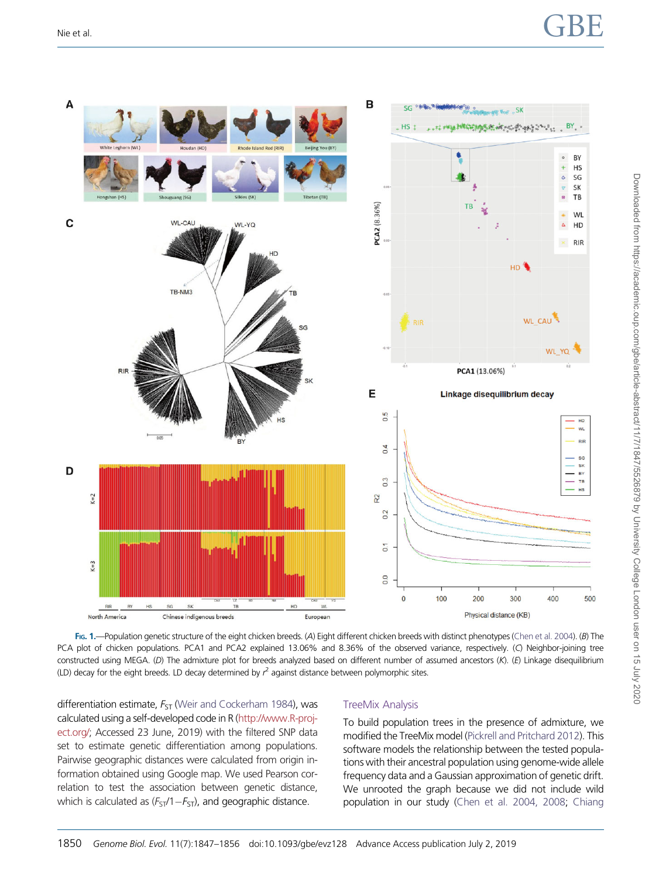Fig. 1.—Population genetic structure of the eight chicken breeds. (*A*) Eight different chicken breeds with distinct phenotypes (Chen et al. 2004). (*B*) The PCA plot of chicken populations. PCA1 and PCA2 explained 13.06% and 8.36% of the observed variance, respectively. (*C*) Neighbor-joining tree constructed using MEGA. (*D*) The admixture plot for breeds analyzed based on different number of assumed ancestors (*K*). (*E*) Linkage disequilibrium (LD) decay for the eight breeds. LD decay determined by $r^2$ against distance between polymorphic sites.

differentiation estimate, $F_{ST}$ (Weir and Cockerham 1984), was calculated using a self-developed code in R (http://www.R-project.org/; Accessed 23 June, 2019) with the filtered SNP data set to estimate genetic differentiation among populations. Pairwise geographic distances were calculated from origin information obtained using Google map. We used Pearson correlation to test the association between genetic distance, which is calculated as ($F_{ST}/1-F_{ST}$), and geographic distance.

### TreeMix Analysis

To build population trees in the presence of admixture, we modified the TreeMix model (Pickrell and Pritchard 2012). This software models the relationship between the tested populations with their ancestral population using genome-wide allele frequency data and a Gaussian approximation of genetic drift. We unrooted the graph because we did not include wild population in our study (Chen et al. 2004, 2008; Chiang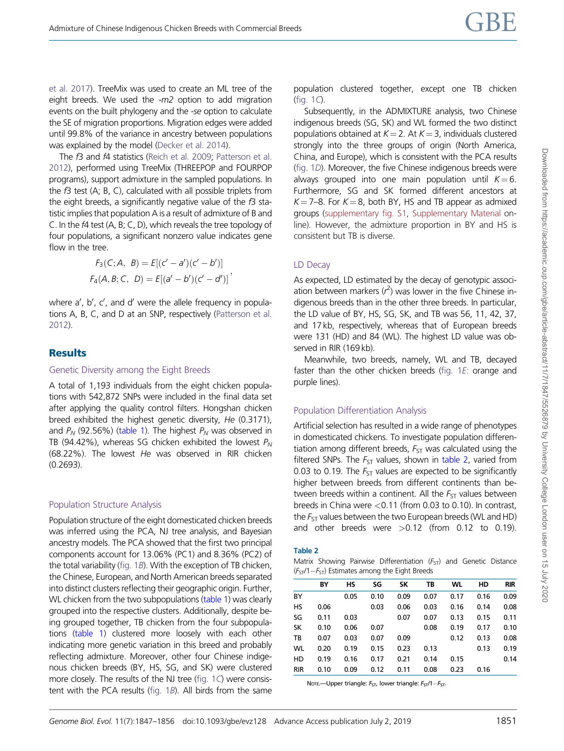et al. 2017). TreeMix was used to create an ML tree of the eight breeds. We used the *-m2* option to add migration events on the built phylogeny and the *-se* option to calculate the SE of migration proportions. Migration edges were added until 99.8% of the variance in ancestry between populations was explained by the model (Decker et al. 2014).

The *f3* and *f4* statistics (Reich et al. 2009; Patterson et al. 2012), performed using TreeMix (THREEPOP and FOURPOP programs), support admixture in the sampled populations. In the *f3* test (A; B, C), calculated with all possible triplets from the eight breeds, a significantly negative value of the *f3* statistic implies that population A is a result of admixture of B and C. In the *f4* test (A, B; C, D), which reveals the tree topology of four populations, a significant nonzero value indicates gene flow in the tree.

$$F_3(C; A,\ B) = E[(c' - a')(c' - b')]$$
$$F_4(A, B; C,\ D) = E[(a' - b')(c' - d')]\ ,$$

where a′, b′, c′, and d′ were the allele frequency in populations A, B, C, and D at an SNP, respectively (Patterson et al. 2012).

## Results

### Genetic Diversity among the Eight Breeds

A total of 1,193 individuals from the eight chicken populations with 542,872 SNPs were included in the final data set after applying the quality control filters. Hongshan chicken breed exhibited the highest genetic diversity, *He* (0.3171), and $P_N$ (92.56%) (table 1). The highest $P_N$ was observed in TB (94.42%), whereas SG chicken exhibited the lowest $P_N$ (68.22%). The lowest *He* was observed in RIR chicken (0.2693).

### Population Structure Analysis

Population structure of the eight domesticated chicken breeds was inferred using the PCA, NJ tree analysis, and Bayesian ancestry models. The PCA showed that the first two principal components account for 13.06% (PC1) and 8.36% (PC2) of the total variability (fig. 1*B*). With the exception of TB chicken, the Chinese, European, and North American breeds separated into distinct clusters reflecting their geographic origin. Further, WL chicken from the two subpopulations (table 1) was clearly grouped into the respective clusters. Additionally, despite being grouped together, TB chicken from the four subpopulations (table 1) clustered more loosely with each other indicating more genetic variation in this breed and probably reflecting admixture. Moreover, other four Chinese indigenous chicken breeds (BY, HS, SG, and SK) were clustered more closely. The results of the NJ tree (fig. 1*C*) were consistent with the PCA results (fig. 1*B*). All birds from the same population clustered together, except one TB chicken (fig. 1*C*).

Subsequently, in the ADMIXTURE analysis, two Chinese indigenous breeds (SG, SK) and WL formed the two distinct populations obtained at $K = 2$. At $K = 3$, individuals clustered strongly into the three groups of origin (North America, China, and Europe), which is consistent with the PCA results (fig. 1*D*). Moreover, the five Chinese indigenous breeds were always grouped into one main population until $K = 6$. Furthermore, SG and SK formed different ancestors at $K = 7$–8. For $K = 8$, both BY, HS and TB appear as admixed groups (supplementary fig. S1, Supplementary Material online). However, the admixture proportion in BY and HS is consistent but TB is diverse.

### LD Decay

As expected, LD estimated by the decay of genotypic association between markers ($r^2$) was lower in the five Chinese indigenous breeds than in the other three breeds. In particular, the LD value of BY, HS, SG, SK, and TB was 56, 11, 42, 37, and 17 kb, respectively, whereas that of European breeds were 131 (HD) and 84 (WL). The highest LD value was observed in RIR (169 kb).

Meanwhile, two breeds, namely, WL and TB, decayed faster than the other chicken breeds (fig. 1*E*: orange and purple lines).

### Population Differentiation Analysis

Artificial selection has resulted in a wide range of phenotypes in domesticated chickens. To investigate population differentiation among different breeds, $F_{ST}$ was calculated using the filtered SNPs. The $F_{ST}$ values, shown in table 2, varied from 0.03 to 0.19. The $F_{ST}$ values are expected to be significantly higher between breeds from different continents than between breeds within a continent. All the $F_{ST}$ values between breeds in China were <0.11 (from 0.03 to 0.10). In contrast, the $F_{ST}$ values between the two European breeds (WL and HD) and other breeds were >0.12 (from 0.12 to 0.19).

**Table 2**
Matrix Showing Pairwise Differentiation ($F_{ST}$) and Genetic Distance ($F_{ST}$/1−$F_{ST}$) Estimates among the Eight Breeds

| | BY | HS | SG | SK | TB | WL | HD | RIR |
|---|---|---|---|---|---|---|---|---|
| BY | | 0.05 | 0.10 | 0.09 | 0.07 | 0.17 | 0.16 | 0.09 |
| HS | 0.06 | | 0.03 | 0.06 | 0.03 | 0.16 | 0.14 | 0.08 |
| SG | 0.11 | 0.03 | | 0.07 | 0.07 | 0.13 | 0.15 | 0.11 |
| SK | 0.10 | 0.06 | 0.07 | | 0.08 | 0.19 | 0.17 | 0.10 |
| TB | 0.07 | 0.03 | 0.07 | 0.09 | | 0.12 | 0.13 | 0.08 |
| WL | 0.20 | 0.19 | 0.15 | 0.23 | 0.13 | | 0.13 | 0.19 |
| HD | 0.19 | 0.16 | 0.17 | 0.21 | 0.14 | 0.15 | | 0.14 |
| RIR | 0.10 | 0.09 | 0.12 | 0.11 | 0.08 | 0.23 | 0.16 | |

Note.—Upper triangle: $F_{ST}$, lower triangle: $F_{ST}$/1−$F_{ST}$.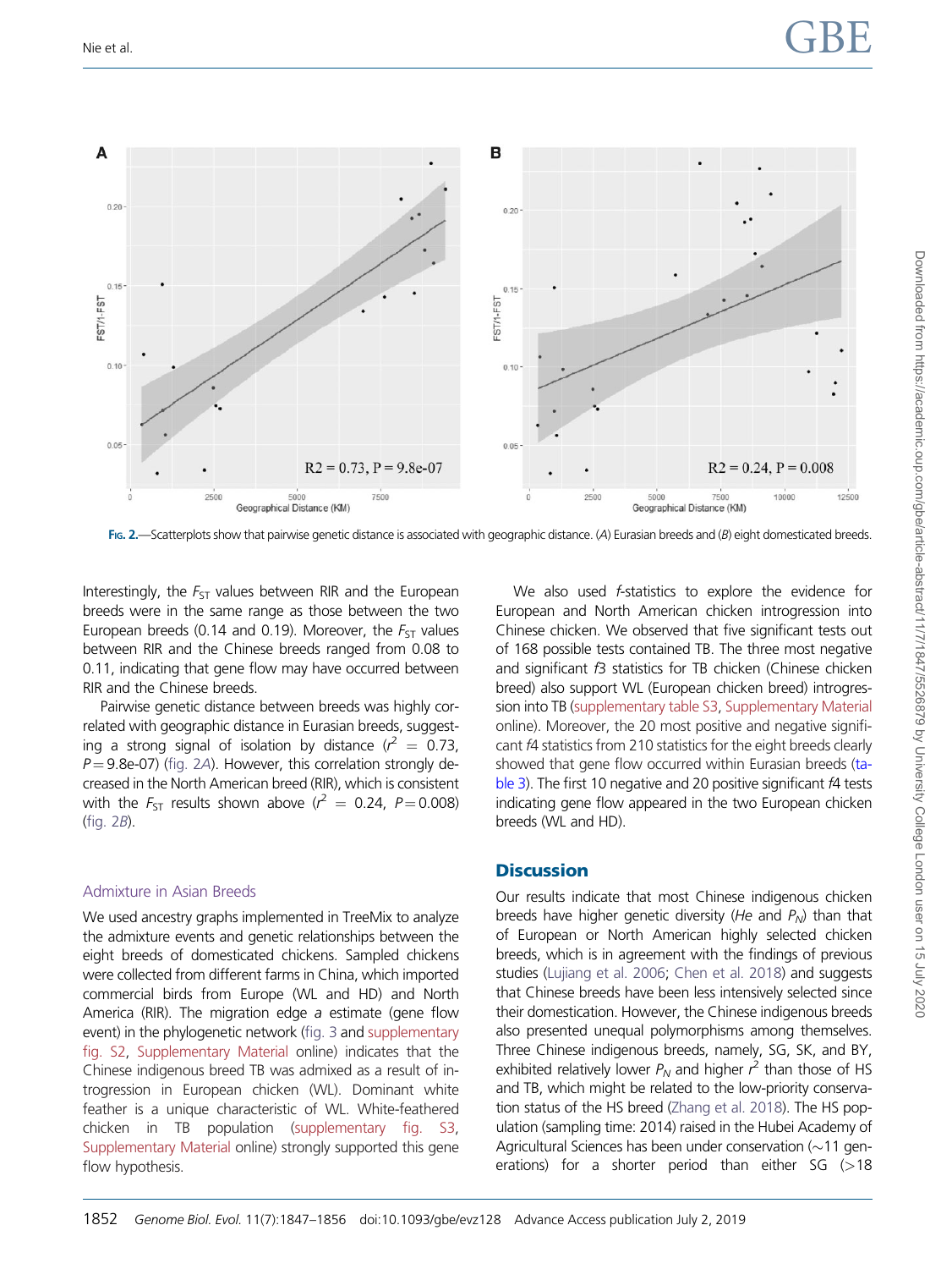Fig. 2.—Scatterplots show that pairwise genetic distance is associated with geographic distance. (A) Eurasian breeds and (B) eight domesticated breeds.

Interestingly, the $F_{ST}$ values between RIR and the European breeds were in the same range as those between the two European breeds (0.14 and 0.19). Moreover, the $F_{ST}$ values between RIR and the Chinese breeds ranged from 0.08 to 0.11, indicating that gene flow may have occurred between RIR and the Chinese breeds.

Pairwise genetic distance between breeds was highly correlated with geographic distance in Eurasian breeds, suggesting a strong signal of isolation by distance ($r^2 = 0.73$, $P = 9.8e\text{-}07$) (fig. 2A). However, this correlation strongly decreased in the North American breed (RIR), which is consistent with the $F_{ST}$ results shown above ($r^2 = 0.24$, $P = 0.008$) (fig. 2B).

### Admixture in Asian Breeds

We used ancestry graphs implemented in TreeMix to analyze the admixture events and genetic relationships between the eight breeds of domesticated chickens. Sampled chickens were collected from different farms in China, which imported commercial birds from Europe (WL and HD) and North America (RIR). The migration edge *a* estimate (gene flow event) in the phylogenetic network (fig. 3 and supplementary fig. S2, Supplementary Material online) indicates that the Chinese indigenous breed TB was admixed as a result of introgression in European chicken (WL). Dominant white feather is a unique characteristic of WL. White-feathered chicken in TB population (supplementary fig. S3, Supplementary Material online) strongly supported this gene flow hypothesis.

We also used *f*-statistics to explore the evidence for European and North American chicken introgression into Chinese chicken. We observed that five significant tests out of 168 possible tests contained TB. The three most negative and significant *f3* statistics for TB chicken (Chinese chicken breed) also support WL (European chicken breed) introgression into TB (supplementary table S3, Supplementary Material online). Moreover, the 20 most positive and negative significant *f4* statistics from 210 statistics for the eight breeds clearly showed that gene flow occurred within Eurasian breeds (table 3). The first 10 negative and 20 positive significant *f4* tests indicating gene flow appeared in the two European chicken breeds (WL and HD).

## Discussion

Our results indicate that most Chinese indigenous chicken breeds have higher genetic diversity (*He* and $P_N$) than that of European or North American highly selected chicken breeds, which is in agreement with the findings of previous studies (Lujiang et al. 2006; Chen et al. 2018) and suggests that Chinese breeds have been less intensively selected since their domestication. However, the Chinese indigenous breeds also presented unequal polymorphisms among themselves. Three Chinese indigenous breeds, namely, SG, SK, and BY, exhibited relatively lower $P_N$ and higher $r^2$ than those of HS and TB, which might be related to the low-priority conservation status of the HS breed (Zhang et al. 2018). The HS population (sampling time: 2014) raised in the Hubei Academy of Agricultural Sciences has been under conservation (~11 generations) for a shorter period than either SG (>18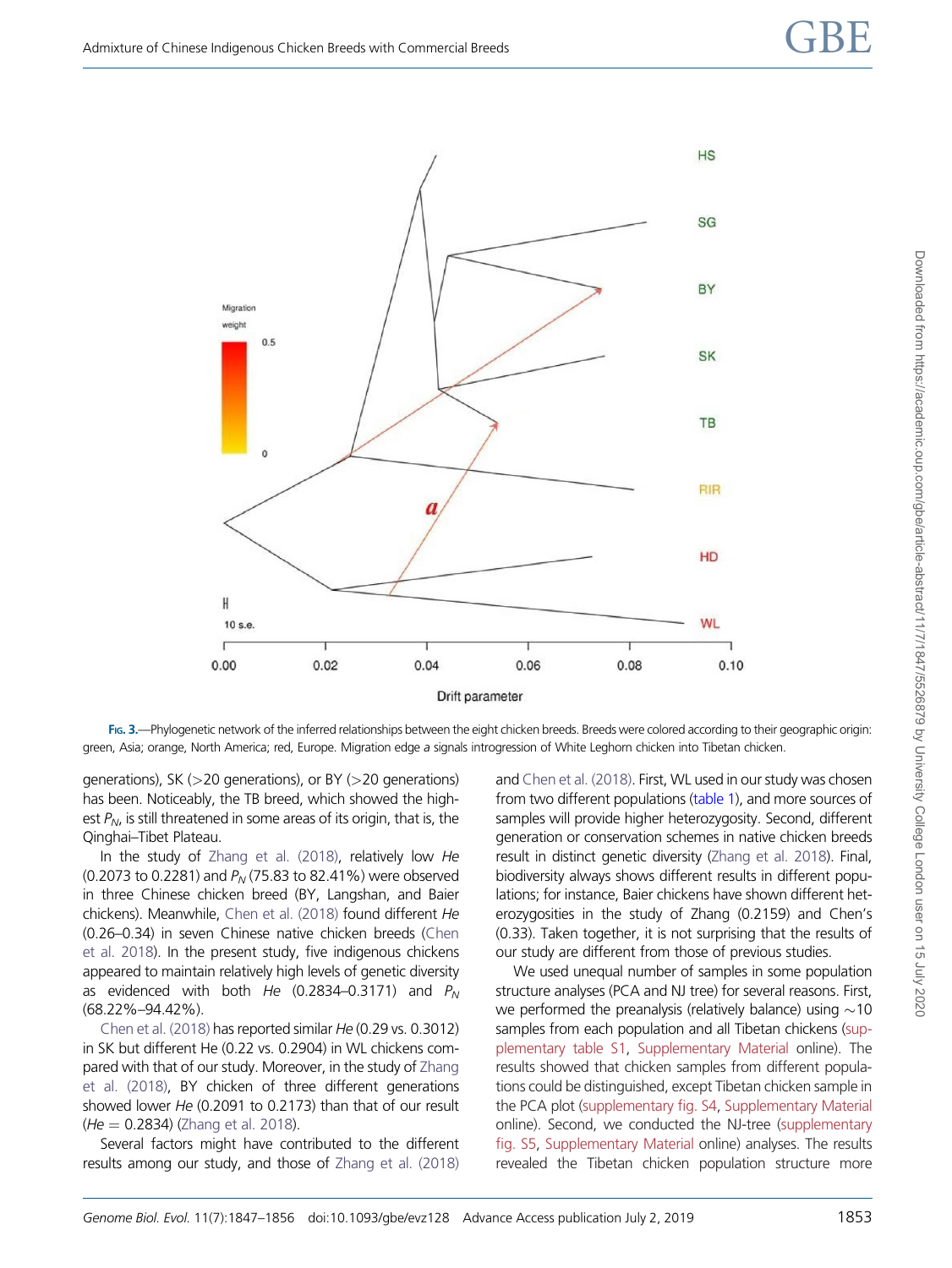Fig. 3.—Phylogenetic network of the inferred relationships between the eight chicken breeds. Breeds were colored according to their geographic origin: green, Asia; orange, North America; red, Europe. Migration edge *a* signals introgression of White Leghorn chicken into Tibetan chicken.

generations), SK (>20 generations), or BY (>20 generations) has been. Noticeably, the TB breed, which showed the highest $P_N$, is still threatened in some areas of its origin, that is, the Qinghai–Tibet Plateau.

In the study of Zhang et al. (2018), relatively low *He* (0.2073 to 0.2281) and $P_N$ (75.83 to 82.41%) were observed in three Chinese chicken breed (BY, Langshan, and Baier chickens). Meanwhile, Chen et al. (2018) found different *He* (0.26–0.34) in seven Chinese native chicken breeds (Chen et al. 2018). In the present study, five indigenous chickens appeared to maintain relatively high levels of genetic diversity as evidenced with both *He* (0.2834–0.3171) and $P_N$ (68.22%–94.42%).

Chen et al. (2018) has reported similar *He* (0.29 vs. 0.3012) in SK but different He (0.22 vs. 0.2904) in WL chickens compared with that of our study. Moreover, in the study of Zhang et al. (2018), BY chicken of three different generations showed lower *He* (0.2091 to 0.2173) than that of our result (*He* = 0.2834) (Zhang et al. 2018).

Several factors might have contributed to the different results among our study, and those of Zhang et al. (2018) and Chen et al. (2018). First, WL used in our study was chosen from two different populations (table 1), and more sources of samples will provide higher heterozygosity. Second, different generation or conservation schemes in native chicken breeds result in distinct genetic diversity (Zhang et al. 2018). Final, biodiversity always shows different results in different populations; for instance, Baier chickens have shown different heterozygosities in the study of Zhang (0.2159) and Chen's (0.33). Taken together, it is not surprising that the results of our study are different from those of previous studies.

We used unequal number of samples in some population structure analyses (PCA and NJ tree) for several reasons. First, we performed the preanalysis (relatively balance) using ~10 samples from each population and all Tibetan chickens (supplementary table S1, Supplementary Material online). The results showed that chicken samples from different populations could be distinguished, except Tibetan chicken sample in the PCA plot (supplementary fig. S4, Supplementary Material online). Second, we conducted the NJ-tree (supplementary fig. S5, Supplementary Material online) analyses. The results revealed the Tibetan chicken population structure more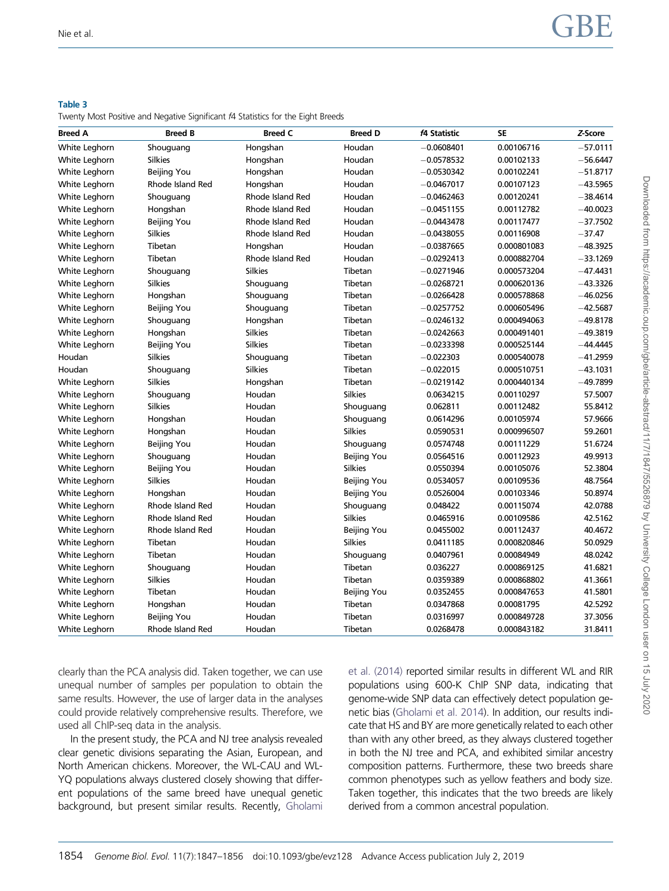**Table 3**
Twenty Most Positive and Negative Significant *f*4 Statistics for the Eight Breeds

| Breed A | Breed B | Breed C | Breed D | *f*4 Statistic | SE | *Z*-Score |
|---|---|---|---|---|---|---|
| White Leghorn | Shouguang | Hongshan | Houdan | −0.0608401 | 0.00106716 | −57.0111 |
| White Leghorn | Silkies | Hongshan | Houdan | −0.0578532 | 0.00102133 | −56.6447 |
| White Leghorn | Beijing You | Hongshan | Houdan | −0.0530342 | 0.00102241 | −51.8717 |
| White Leghorn | Rhode Island Red | Hongshan | Houdan | −0.0467017 | 0.00107123 | −43.5965 |
| White Leghorn | Shouguang | Rhode Island Red | Houdan | −0.0462463 | 0.00120241 | −38.4614 |
| White Leghorn | Hongshan | Rhode Island Red | Houdan | −0.0451155 | 0.00112782 | −40.0023 |
| White Leghorn | Beijing You | Rhode Island Red | Houdan | −0.0443478 | 0.00117477 | −37.7502 |
| White Leghorn | Silkies | Rhode Island Red | Houdan | −0.0438055 | 0.00116908 | −37.47 |
| White Leghorn | Tibetan | Hongshan | Houdan | −0.0387665 | 0.000801083 | −48.3925 |
| White Leghorn | Tibetan | Rhode Island Red | Houdan | −0.0292413 | 0.000882704 | −33.1269 |
| White Leghorn | Shouguang | Silkies | Tibetan | −0.0271946 | 0.000573204 | −47.4431 |
| White Leghorn | Silkies | Shouguang | Tibetan | −0.0268721 | 0.000620136 | −43.3326 |
| White Leghorn | Hongshan | Shouguang | Tibetan | −0.0266428 | 0.000578868 | −46.0256 |
| White Leghorn | Beijing You | Shouguang | Tibetan | −0.0257752 | 0.000605496 | −42.5687 |
| White Leghorn | Shouguang | Hongshan | Tibetan | −0.0246132 | 0.000494063 | −49.8178 |
| White Leghorn | Hongshan | Silkies | Tibetan | −0.0242663 | 0.000491401 | −49.3819 |
| White Leghorn | Beijing You | Silkies | Tibetan | −0.0233398 | 0.000525144 | −44.4445 |
| Houdan | Silkies | Shouguang | Tibetan | −0.022303 | 0.000540078 | −41.2959 |
| Houdan | Shouguang | Silkies | Tibetan | −0.022015 | 0.000510751 | −43.1031 |
| White Leghorn | Silkies | Hongshan | Tibetan | −0.0219142 | 0.000440134 | −49.7899 |
| White Leghorn | Shouguang | Houdan | Silkies | 0.0634215 | 0.00110297 | 57.5007 |
| White Leghorn | Silkies | Houdan | Shouguang | 0.062811 | 0.00112482 | 55.8412 |
| White Leghorn | Hongshan | Houdan | Shouguang | 0.0614296 | 0.00105974 | 57.9666 |
| White Leghorn | Hongshan | Houdan | Silkies | 0.0590531 | 0.000996507 | 59.2601 |
| White Leghorn | Beijing You | Houdan | Shouguang | 0.0574748 | 0.00111229 | 51.6724 |
| White Leghorn | Shouguang | Houdan | Beijing You | 0.0564516 | 0.00112923 | 49.9913 |
| White Leghorn | Beijing You | Houdan | Silkies | 0.0550394 | 0.00105076 | 52.3804 |
| White Leghorn | Silkies | Houdan | Beijing You | 0.0534057 | 0.00109536 | 48.7564 |
| White Leghorn | Hongshan | Houdan | Beijing You | 0.0526004 | 0.00103346 | 50.8974 |
| White Leghorn | Rhode Island Red | Houdan | Shouguang | 0.048422 | 0.00115074 | 42.0788 |
| White Leghorn | Rhode Island Red | Houdan | Silkies | 0.0465916 | 0.00109586 | 42.5162 |
| White Leghorn | Rhode Island Red | Houdan | Beijing You | 0.0455002 | 0.00112437 | 40.4672 |
| White Leghorn | Tibetan | Houdan | Silkies | 0.0411185 | 0.000820846 | 50.0929 |
| White Leghorn | Tibetan | Houdan | Shouguang | 0.0407961 | 0.00084949 | 48.0242 |
| White Leghorn | Shouguang | Houdan | Tibetan | 0.036227 | 0.000869125 | 41.6821 |
| White Leghorn | Silkies | Houdan | Tibetan | 0.0359389 | 0.000868802 | 41.3661 |
| White Leghorn | Tibetan | Houdan | Beijing You | 0.0352455 | 0.000847653 | 41.5801 |
| White Leghorn | Hongshan | Houdan | Tibetan | 0.0347868 | 0.00081795 | 42.5292 |
| White Leghorn | Beijing You | Houdan | Tibetan | 0.0316997 | 0.000849728 | 37.3056 |
| White Leghorn | Rhode Island Red | Houdan | Tibetan | 0.0268478 | 0.000843182 | 31.8411 |

clearly than the PCA analysis did. Taken together, we can use unequal number of samples per population to obtain the same results. However, the use of larger data in the analyses could provide relatively comprehensive results. Therefore, we used all ChIP-seq data in the analysis.

In the present study, the PCA and NJ tree analysis revealed clear genetic divisions separating the Asian, European, and North American chickens. Moreover, the WL-CAU and WL-YQ populations always clustered closely showing that different populations of the same breed have unequal genetic background, but present similar results. Recently, Gholami et al. (2014) reported similar results in different WL and RIR populations using 600-K ChIP SNP data, indicating that genome-wide SNP data can effectively detect population genetic bias (Gholami et al. 2014). In addition, our results indicate that HS and BY are more genetically related to each other than with any other breed, as they always clustered together in both the NJ tree and PCA, and exhibited similar ancestry composition patterns. Furthermore, these two breeds share common phenotypes such as yellow feathers and body size. Taken together, this indicates that the two breeds are likely derived from a common ancestral population.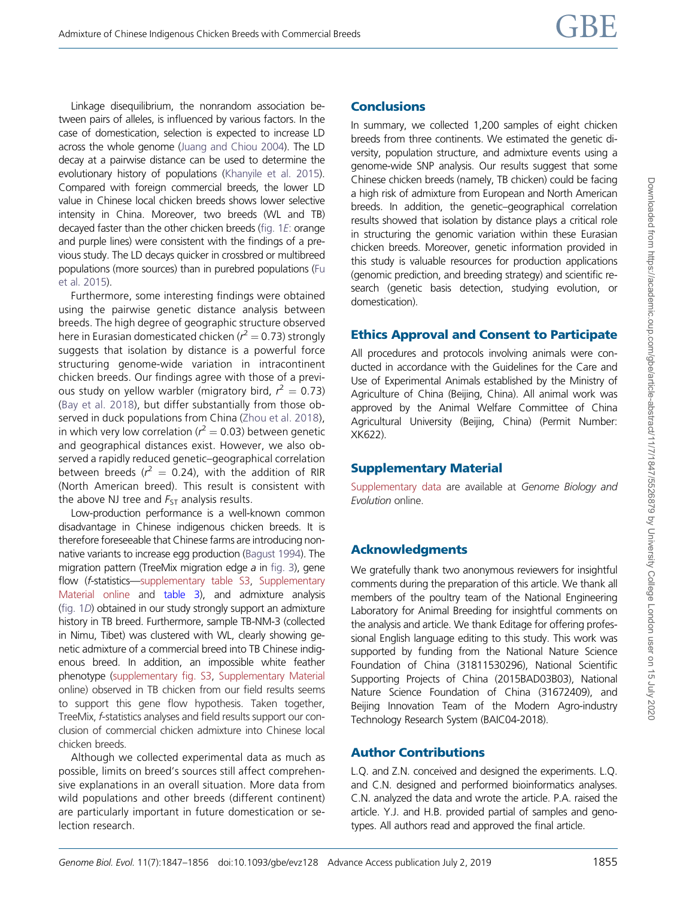Linkage disequilibrium, the nonrandom association between pairs of alleles, is influenced by various factors. In the case of domestication, selection is expected to increase LD across the whole genome (Juang and Chiou 2004). The LD decay at a pairwise distance can be used to determine the evolutionary history of populations (Khanyile et al. 2015). Compared with foreign commercial breeds, the lower LD value in Chinese local chicken breeds shows lower selective intensity in China. Moreover, two breeds (WL and TB) decayed faster than the other chicken breeds (fig. 1*E*: orange and purple lines) were consistent with the findings of a previous study. The LD decays quicker in crossbred or multibreed populations (more sources) than in purebred populations (Fu et al. 2015).

Furthermore, some interesting findings were obtained using the pairwise genetic distance analysis between breeds. The high degree of geographic structure observed here in Eurasian domesticated chicken ($r^2 = 0.73$) strongly suggests that isolation by distance is a powerful force structuring genome-wide variation in intracontinent chicken breeds. Our findings agree with those of a previous study on yellow warbler (migratory bird, $r^2 = 0.73$) (Bay et al. 2018), but differ substantially from those observed in duck populations from China (Zhou et al. 2018), in which very low correlation ($r^2 = 0.03$) between genetic and geographical distances exist. However, we also observed a rapidly reduced genetic–geographical correlation between breeds ($r^2 = 0.24$), with the addition of RIR (North American breed). This result is consistent with the above NJ tree and $F_{ST}$ analysis results.

Low-production performance is a well-known common disadvantage in Chinese indigenous chicken breeds. It is therefore foreseeable that Chinese farms are introducing nonnative variants to increase egg production (Bagust 1994). The migration pattern (TreeMix migration edge *a* in fig. 3), gene flow (*f*-statistics—supplementary table S3, Supplementary Material online and table 3), and admixture analysis (fig. 1*D*) obtained in our study strongly support an admixture history in TB breed. Furthermore, sample TB-NM-3 (collected in Nimu, Tibet) was clustered with WL, clearly showing genetic admixture of a commercial breed into TB Chinese indigenous breed. In addition, an impossible white feather phenotype (supplementary fig. S3, Supplementary Material online) observed in TB chicken from our field results seems to support this gene flow hypothesis. Taken together, TreeMix, *f*-statistics analyses and field results support our conclusion of commercial chicken admixture into Chinese local chicken breeds.

Although we collected experimental data as much as possible, limits on breed's sources still affect comprehensive explanations in an overall situation. More data from wild populations and other breeds (different continent) are particularly important in future domestication or selection research.

## Conclusions

In summary, we collected 1,200 samples of eight chicken breeds from three continents. We estimated the genetic diversity, population structure, and admixture events using a genome-wide SNP analysis. Our results suggest that some Chinese chicken breeds (namely, TB chicken) could be facing a high risk of admixture from European and North American breeds. In addition, the genetic–geographical correlation results showed that isolation by distance plays a critical role in structuring the genomic variation within these Eurasian chicken breeds. Moreover, genetic information provided in this study is valuable resources for production applications (genomic prediction, and breeding strategy) and scientific research (genetic basis detection, studying evolution, or domestication).

## Ethics Approval and Consent to Participate

All procedures and protocols involving animals were conducted in accordance with the Guidelines for the Care and Use of Experimental Animals established by the Ministry of Agriculture of China (Beijing, China). All animal work was approved by the Animal Welfare Committee of China Agricultural University (Beijing, China) (Permit Number: XK622).

## Supplementary Material

Supplementary data are available at *Genome Biology and Evolution* online.

## Acknowledgments

We gratefully thank two anonymous reviewers for insightful comments during the preparation of this article. We thank all members of the poultry team of the National Engineering Laboratory for Animal Breeding for insightful comments on the analysis and article. We thank Editage for offering professional English language editing to this study. This work was supported by funding from the National Nature Science Foundation of China (31811530296), National Scientific Supporting Projects of China (2015BAD03B03), National Nature Science Foundation of China (31672409), and Beijing Innovation Team of the Modern Agro-industry Technology Research System (BAIC04-2018).

## Author Contributions

L.Q. and Z.N. conceived and designed the experiments. L.Q. and C.N. designed and performed bioinformatics analyses. C.N. analyzed the data and wrote the article. P.A. raised the article. Y.J. and H.B. provided partial of samples and genotypes. All authors read and approved the final article.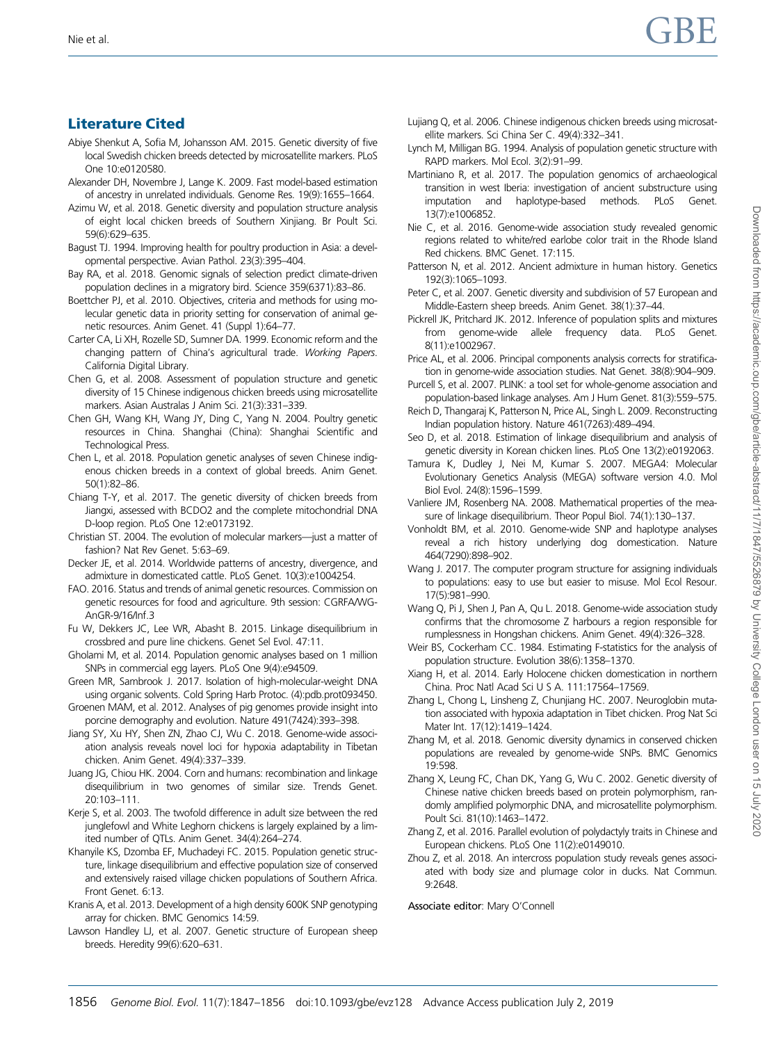## Literature Cited

Abiye Shenkut A, Sofia M, Johansson AM. 2015. Genetic diversity of five local Swedish chicken breeds detected by microsatellite markers. PLoS One 10:e0120580.

Alexander DH, Novembre J, Lange K. 2009. Fast model-based estimation of ancestry in unrelated individuals. Genome Res. 19(9):1655–1664.

Azimu W, et al. 2018. Genetic diversity and population structure analysis of eight local chicken breeds of Southern Xinjiang. Br Poult Sci. 59(6):629–635.

Bagust TJ. 1994. Improving health for poultry production in Asia: a developmental perspective. Avian Pathol. 23(3):395–404.

Bay RA, et al. 2018. Genomic signals of selection predict climate-driven population declines in a migratory bird. Science 359(6371):83–86.

Boettcher PJ, et al. 2010. Objectives, criteria and methods for using molecular genetic data in priority setting for conservation of animal genetic resources. Anim Genet. 41 (Suppl 1):64–77.

Carter CA, Li XH, Rozelle SD, Sumner DA. 1999. Economic reform and the changing pattern of China's agricultural trade. *Working Papers*. California Digital Library.

Chen G, et al. 2008. Assessment of population structure and genetic diversity of 15 Chinese indigenous chicken breeds using microsatellite markers. Asian Australas J Anim Sci. 21(3):331–339.

Chen GH, Wang KH, Wang JY, Ding C, Yang N. 2004. Poultry genetic resources in China. Shanghai (China): Shanghai Scientific and Technological Press.

Chen L, et al. 2018. Population genetic analyses of seven Chinese indigenous chicken breeds in a context of global breeds. Anim Genet. 50(1):82–86.

Chiang T-Y, et al. 2017. The genetic diversity of chicken breeds from Jiangxi, assessed with BCDO2 and the complete mitochondrial DNA D-loop region. PLoS One 12:e0173192.

Christian ST. 2004. The evolution of molecular markers—just a matter of fashion? Nat Rev Genet. 5:63–69.

Decker JE, et al. 2014. Worldwide patterns of ancestry, divergence, and admixture in domesticated cattle. PLoS Genet. 10(3):e1004254.

FAO. 2016. Status and trends of animal genetic resources. Commission on genetic resources for food and agriculture. 9th session: CGRFA/WG-AnGR-9/16/Inf.3

Fu W, Dekkers JC, Lee WR, Abasht B. 2015. Linkage disequilibrium in crossbred and pure line chickens. Genet Sel Evol. 47:11.

Gholami M, et al. 2014. Population genomic analyses based on 1 million SNPs in commercial egg layers. PLoS One 9(4):e94509.

Green MR, Sambrook J. 2017. Isolation of high-molecular-weight DNA using organic solvents. Cold Spring Harb Protoc. (4):pdb.prot093450.

Groenen MAM, et al. 2012. Analyses of pig genomes provide insight into porcine demography and evolution. Nature 491(7424):393–398.

Jiang SY, Xu HY, Shen ZN, Zhao CJ, Wu C. 2018. Genome-wide association analysis reveals novel loci for hypoxia adaptability in Tibetan chicken. Anim Genet. 49(4):337–339.

Juang JG, Chiou HK. 2004. Corn and humans: recombination and linkage disequilibrium in two genomes of similar size. Trends Genet. 20:103–111.

Kerje S, et al. 2003. The twofold difference in adult size between the red junglefowl and White Leghorn chickens is largely explained by a limited number of QTLs. Anim Genet. 34(4):264–274.

Khanyile KS, Dzomba EF, Muchadeyi FC. 2015. Population genetic structure, linkage disequilibrium and effective population size of conserved and extensively raised village chicken populations of Southern Africa. Front Genet. 6:13.

Kranis A, et al. 2013. Development of a high density 600K SNP genotyping array for chicken. BMC Genomics 14:59.

Lawson Handley LJ, et al. 2007. Genetic structure of European sheep breeds. Heredity 99(6):620–631.

Lujiang Q, et al. 2006. Chinese indigenous chicken breeds using microsatellite markers. Sci China Ser C. 49(4):332–341.

Lynch M, Milligan BG. 1994. Analysis of population genetic structure with RAPD markers. Mol Ecol. 3(2):91–99.

Martiniano R, et al. 2017. The population genomics of archaeological transition in west Iberia: investigation of ancient substructure using imputation and haplotype-based methods. PLoS Genet. 13(7):e1006852.

Nie C, et al. 2016. Genome-wide association study revealed genomic regions related to white/red earlobe color trait in the Rhode Island Red chickens. BMC Genet. 17:115.

Patterson N, et al. 2012. Ancient admixture in human history. Genetics 192(3):1065–1093.

Peter C, et al. 2007. Genetic diversity and subdivision of 57 European and Middle-Eastern sheep breeds. Anim Genet. 38(1):37–44.

Pickrell JK, Pritchard JK. 2012. Inference of population splits and mixtures from genome-wide allele frequency data. PLoS Genet. 8(11):e1002967.

Price AL, et al. 2006. Principal components analysis corrects for stratification in genome-wide association studies. Nat Genet. 38(8):904–909.

Purcell S, et al. 2007. PLINK: a tool set for whole-genome association and population-based linkage analyses. Am J Hum Genet. 81(3):559–575.

Reich D, Thangaraj K, Patterson N, Price AL, Singh L. 2009. Reconstructing Indian population history. Nature 461(7263):489–494.

Seo D, et al. 2018. Estimation of linkage disequilibrium and analysis of genetic diversity in Korean chicken lines. PLoS One 13(2):e0192063.

Tamura K, Dudley J, Nei M, Kumar S. 2007. MEGA4: Molecular Evolutionary Genetics Analysis (MEGA) software version 4.0. Mol Biol Evol. 24(8):1596–1599.

Vanliere JM, Rosenberg NA. 2008. Mathematical properties of the measure of linkage disequilibrium. Theor Popul Biol. 74(1):130–137.

Vonholdt BM, et al. 2010. Genome-wide SNP and haplotype analyses reveal a rich history underlying dog domestication. Nature 464(7290):898–902.

Wang J. 2017. The computer program structure for assigning individuals to populations: easy to use but easier to misuse. Mol Ecol Resour. 17(5):981–990.

Wang Q, Pi J, Shen J, Pan A, Qu L. 2018. Genome-wide association study confirms that the chromosome Z harbours a region responsible for rumplessness in Hongshan chickens. Anim Genet. 49(4):326–328.

Weir BS, Cockerham CC. 1984. Estimating F-statistics for the analysis of population structure. Evolution 38(6):1358–1370.

Xiang H, et al. 2014. Early Holocene chicken domestication in northern China. Proc Natl Acad Sci U S A. 111:17564–17569.

Zhang L, Chong L, Linsheng Z, Chunjiang HC. 2007. Neuroglobin mutation associated with hypoxia adaptation in Tibet chicken. Prog Nat Sci Mater Int. 17(12):1419–1424.

Zhang M, et al. 2018. Genomic diversity dynamics in conserved chicken populations are revealed by genome-wide SNPs. BMC Genomics 19:598.

Zhang X, Leung FC, Chan DK, Yang G, Wu C. 2002. Genetic diversity of Chinese native chicken breeds based on protein polymorphism, randomly amplified polymorphic DNA, and microsatellite polymorphism. Poult Sci. 81(10):1463–1472.

Zhang Z, et al. 2016. Parallel evolution of polydactyly traits in Chinese and European chickens. PLoS One 11(2):e0149010.

Zhou Z, et al. 2018. An intercross population study reveals genes associated with body size and plumage color in ducks. Nat Commun. 9:2648.

**Associate editor**: Mary O'Connell